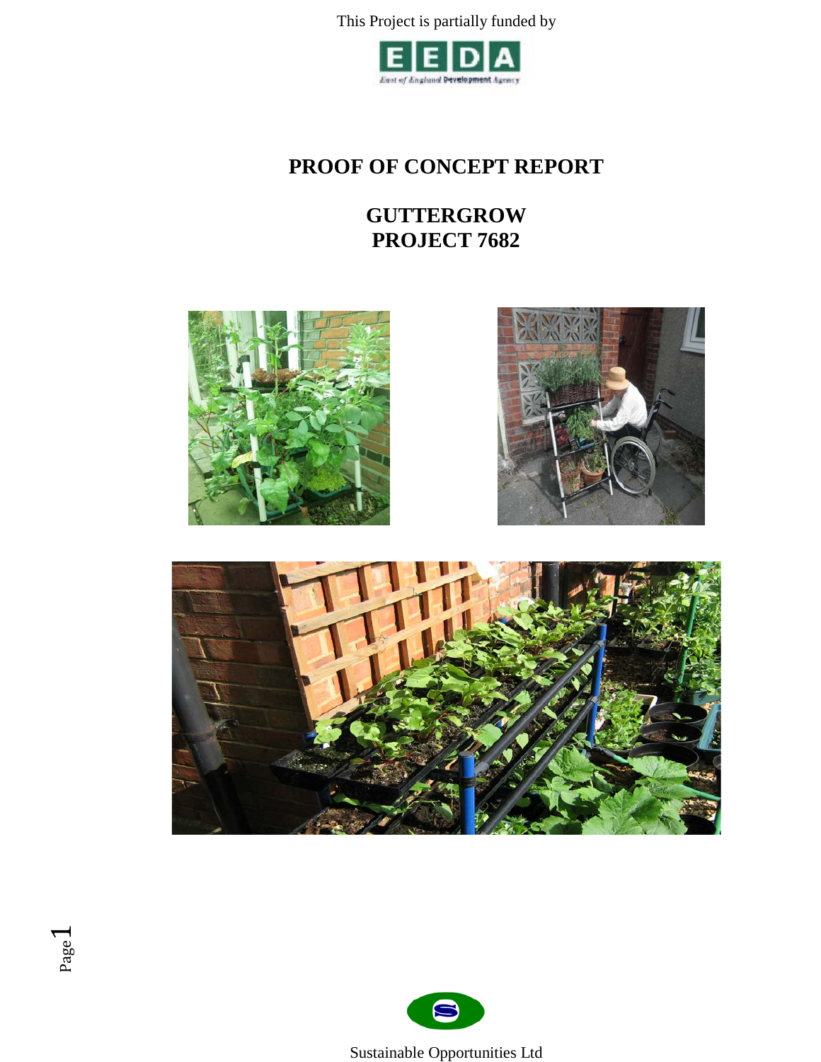This Project is partially funded by

# PROOF OF CONCEPT REPORT

## GUTTERGROW
## PROJECT 7682

Sustainable Opportunities Ltd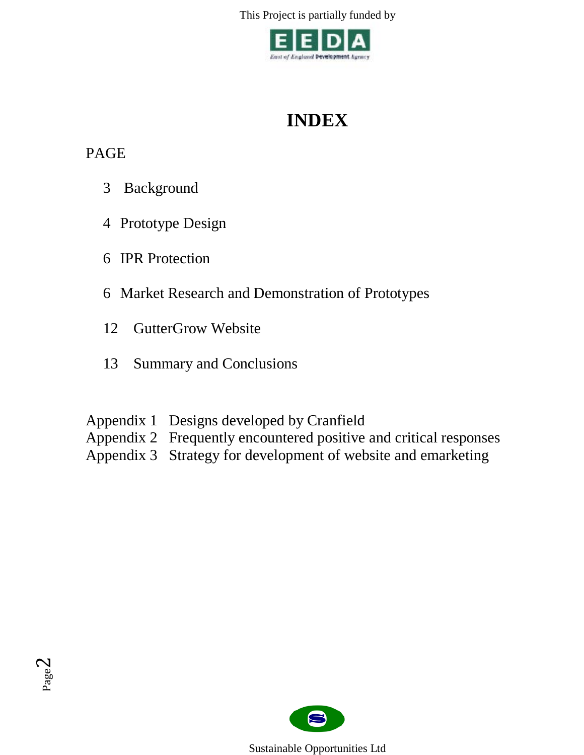# INDEX

PAGE

| | |
|---|---|
| 3 | Background |
| 4 | Prototype Design |
| 6 | IPR Protection |
| 6 | Market Research and Demonstration of Prototypes |
| 12 | GutterGrow Website |
| 13 | Summary and Conclusions |

Appendix 1 Designs developed by Cranfield
Appendix 2 Frequently encountered positive and critical responses
Appendix 3 Strategy for development of website and emarketing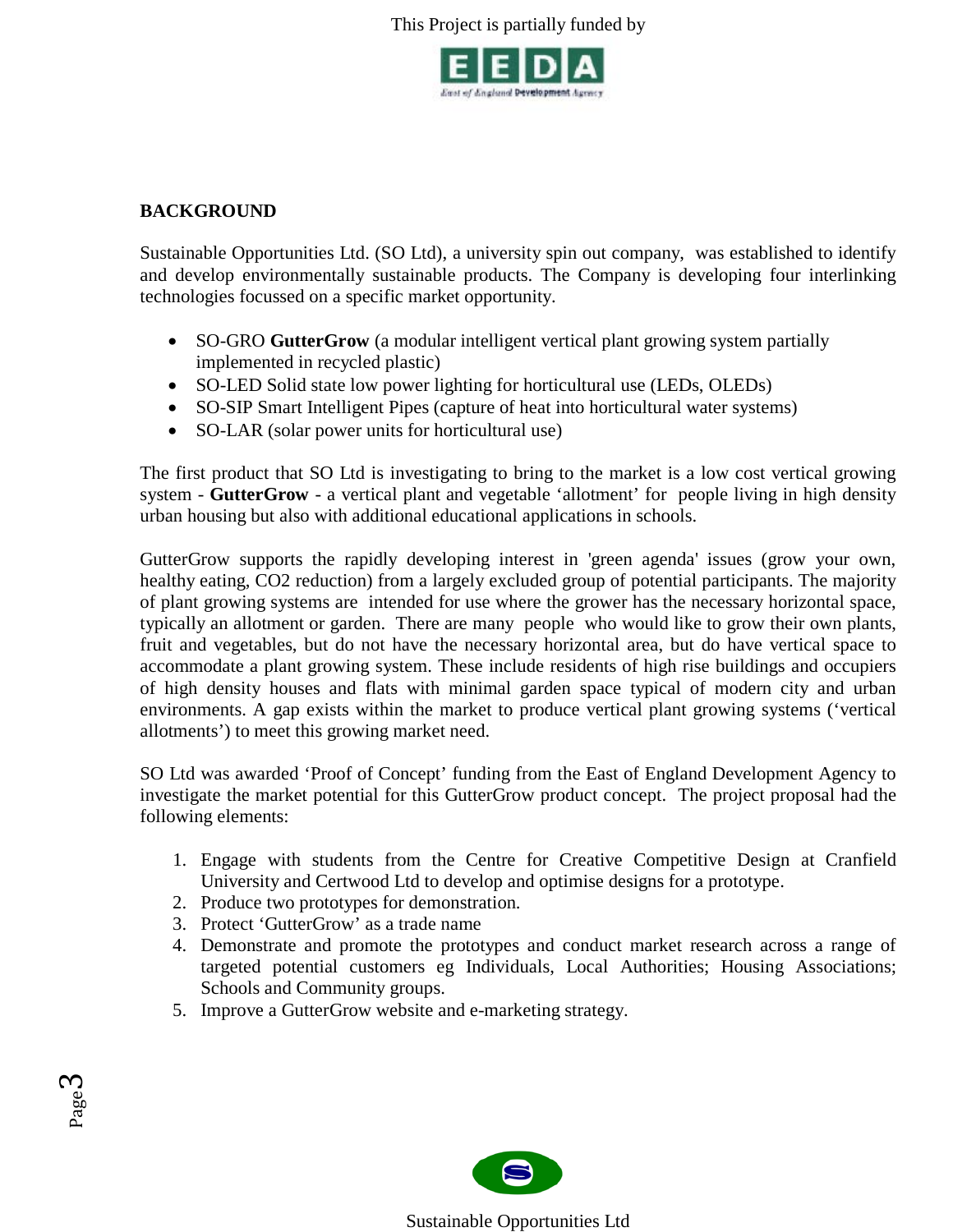## BACKGROUND

Sustainable Opportunities Ltd. (SO Ltd), a university spin out company, was established to identify and develop environmentally sustainable products. The Company is developing four interlinking technologies focussed on a specific market opportunity.

- SO-GRO **GutterGrow** (a modular intelligent vertical plant growing system partially implemented in recycled plastic)
- SO-LED Solid state low power lighting for horticultural use (LEDs, OLEDs)
- SO-SIP Smart Intelligent Pipes (capture of heat into horticultural water systems)
- SO-LAR (solar power units for horticultural use)

The first product that SO Ltd is investigating to bring to the market is a low cost vertical growing system - **GutterGrow** - a vertical plant and vegetable 'allotment' for people living in high density urban housing but also with additional educational applications in schools.

GutterGrow supports the rapidly developing interest in 'green agenda' issues (grow your own, healthy eating, CO2 reduction) from a largely excluded group of potential participants. The majority of plant growing systems are intended for use where the grower has the necessary horizontal space, typically an allotment or garden. There are many people who would like to grow their own plants, fruit and vegetables, but do not have the necessary horizontal area, but do have vertical space to accommodate a plant growing system. These include residents of high rise buildings and occupiers of high density houses and flats with minimal garden space typical of modern city and urban environments. A gap exists within the market to produce vertical plant growing systems ('vertical allotments') to meet this growing market need.

SO Ltd was awarded 'Proof of Concept' funding from the East of England Development Agency to investigate the market potential for this GutterGrow product concept. The project proposal had the following elements:

1. Engage with students from the Centre for Creative Competitive Design at Cranfield University and Certwood Ltd to develop and optimise designs for a prototype.
2. Produce two prototypes for demonstration.
3. Protect 'GutterGrow' as a trade name
4. Demonstrate and promote the prototypes and conduct market research across a range of targeted potential customers eg Individuals, Local Authorities; Housing Associations; Schools and Community groups.
5. Improve a GutterGrow website and e-marketing strategy.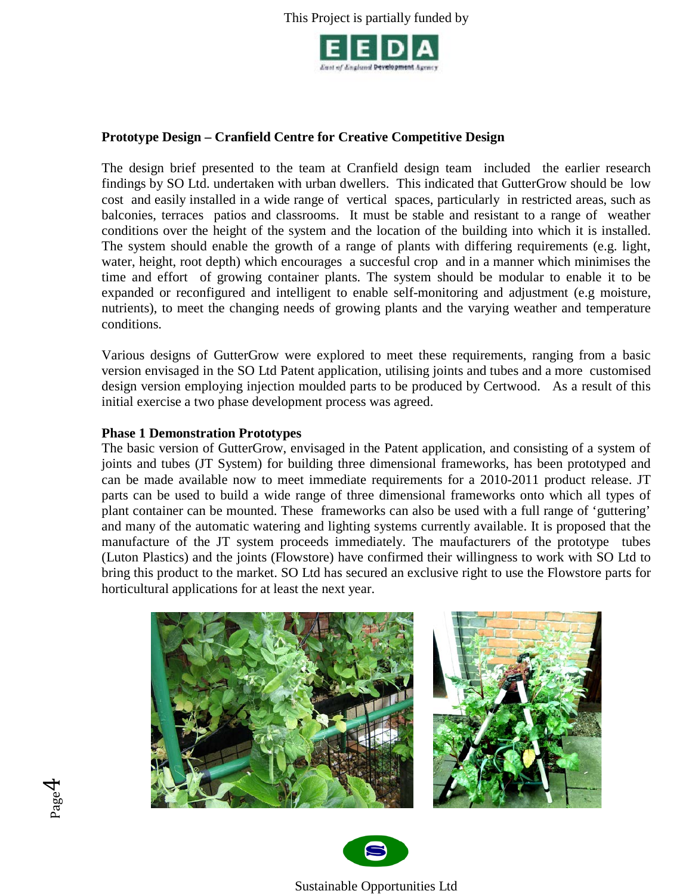This Project is partially funded by

## Prototype Design – Cranfield Centre for Creative Competitive Design

The design brief presented to the team at Cranfield design team included the earlier research findings by SO Ltd. undertaken with urban dwellers. This indicated that GutterGrow should be low cost and easily installed in a wide range of vertical spaces, particularly in restricted areas, such as balconies, terraces patios and classrooms. It must be stable and resistant to a range of weather conditions over the height of the system and the location of the building into which it is installed. The system should enable the growth of a range of plants with differing requirements (e.g. light, water, height, root depth) which encourages a succesful crop and in a manner which minimises the time and effort of growing container plants. The system should be modular to enable it to be expanded or reconfigured and intelligent to enable self-monitoring and adjustment (e.g moisture, nutrients), to meet the changing needs of growing plants and the varying weather and temperature conditions.

Various designs of GutterGrow were explored to meet these requirements, ranging from a basic version envisaged in the SO Ltd Patent application, utilising joints and tubes and a more customised design version employing injection moulded parts to be produced by Certwood. As a result of this initial exercise a two phase development process was agreed.

### Phase 1 Demonstration Prototypes

The basic version of GutterGrow, envisaged in the Patent application, and consisting of a system of joints and tubes (JT System) for building three dimensional frameworks, has been prototyped and can be made available now to meet immediate requirements for a 2010-2011 product release. JT parts can be used to build a wide range of three dimensional frameworks onto which all types of plant container can be mounted. These frameworks can also be used with a full range of 'guttering' and many of the automatic watering and lighting systems currently available. It is proposed that the manufacture of the JT system proceeds immediately. The maufacturers of the prototype tubes (Luton Plastics) and the joints (Flowstore) have confirmed their willingness to work with SO Ltd to bring this product to the market. SO Ltd has secured an exclusive right to use the Flowstore parts for horticultural applications for at least the next year.

Sustainable Opportunities Ltd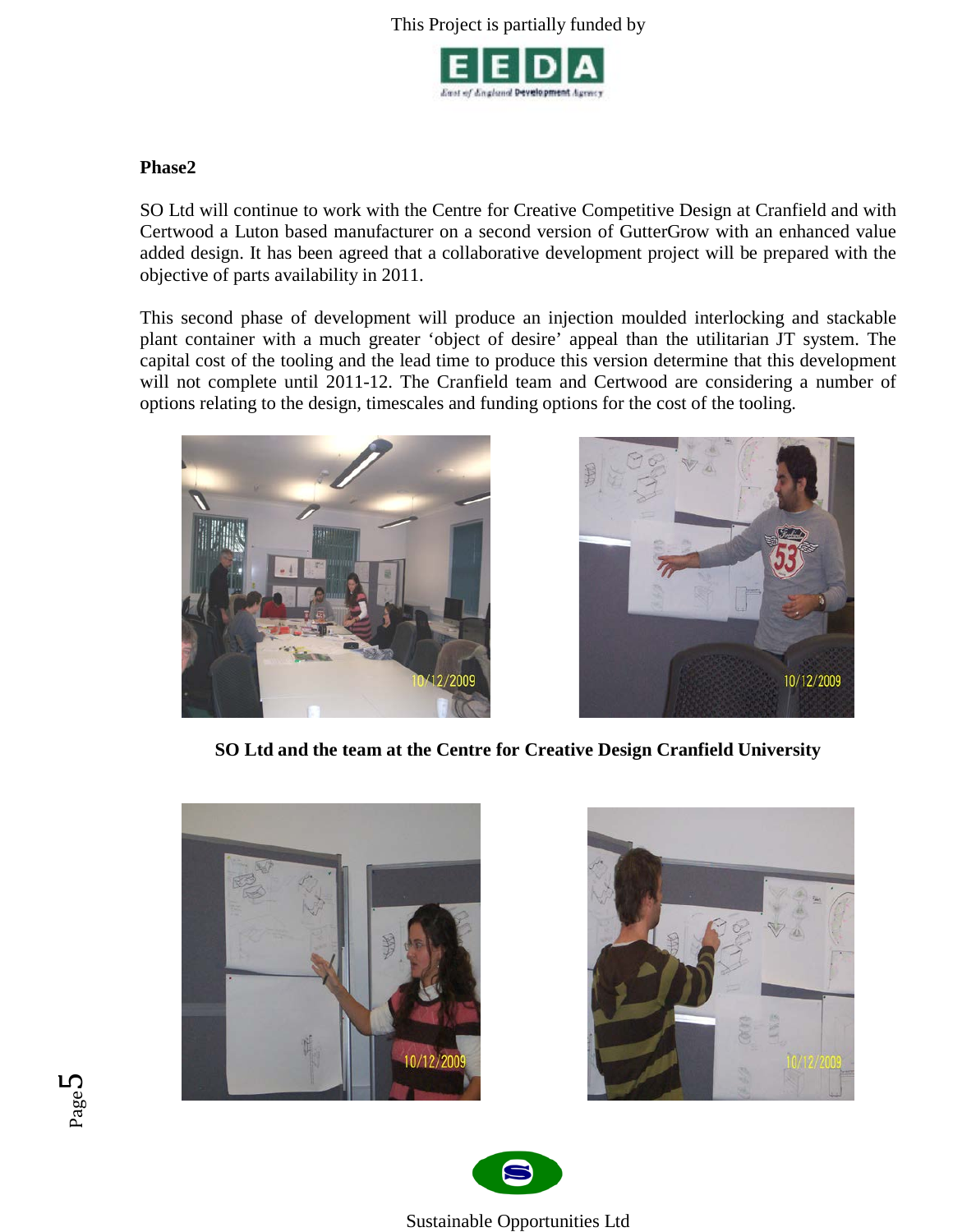## Phase2

SO Ltd will continue to work with the Centre for Creative Competitive Design at Cranfield and with Certwood a Luton based manufacturer on a second version of GutterGrow with an enhanced value added design. It has been agreed that a collaborative development project will be prepared with the objective of parts availability in 2011.

This second phase of development will produce an injection moulded interlocking and stackable plant container with a much greater 'object of desire' appeal than the utilitarian JT system. The capital cost of the tooling and the lead time to produce this version determine that this development will not complete until 2011-12. The Cranfield team and Certwood are considering a number of options relating to the design, timescales and funding options for the cost of the tooling.

**SO Ltd and the team at the Centre for Creative Design Cranfield University**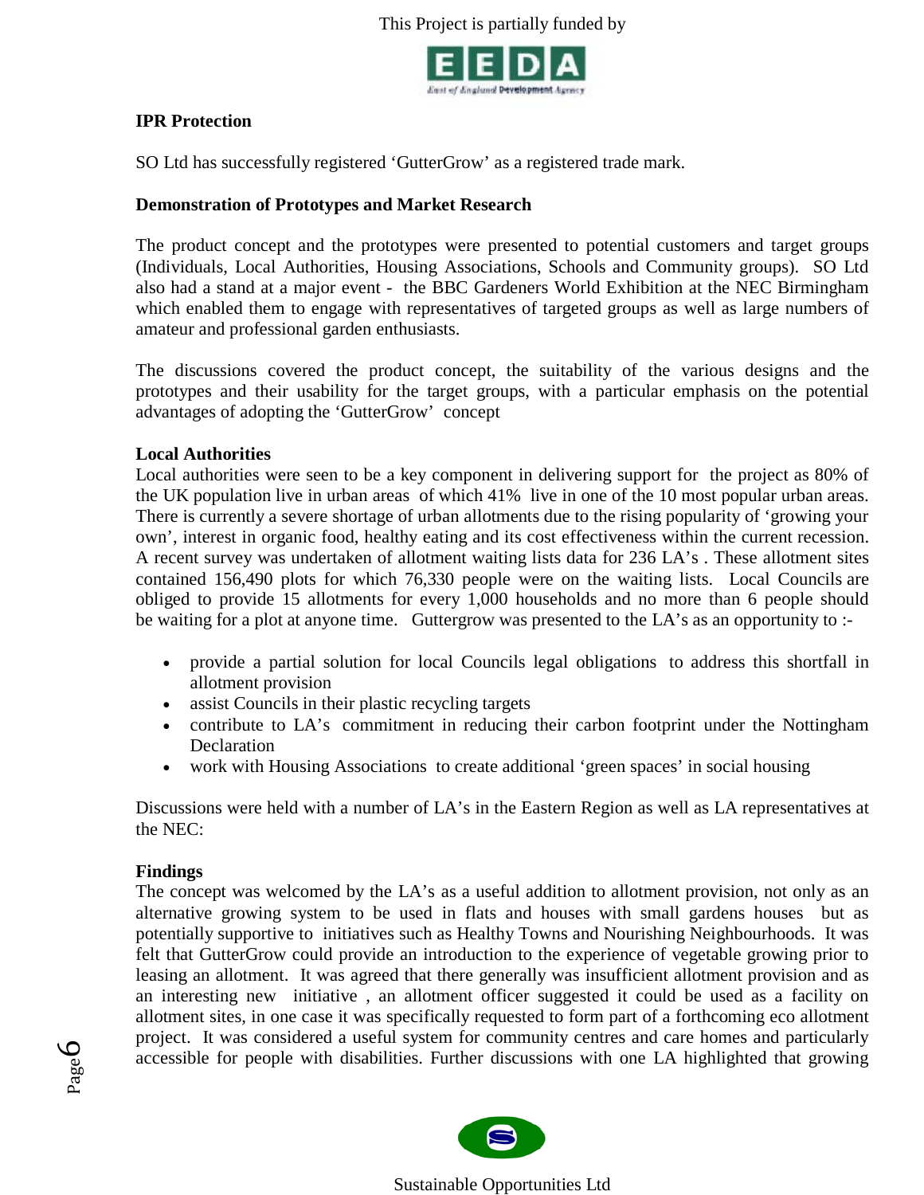## IPR Protection

SO Ltd has successfully registered 'GutterGrow' as a registered trade mark.

## Demonstration of Prototypes and Market Research

The product concept and the prototypes were presented to potential customers and target groups (Individuals, Local Authorities, Housing Associations, Schools and Community groups). SO Ltd also had a stand at a major event - the BBC Gardeners World Exhibition at the NEC Birmingham which enabled them to engage with representatives of targeted groups as well as large numbers of amateur and professional garden enthusiasts.

The discussions covered the product concept, the suitability of the various designs and the prototypes and their usability for the target groups, with a particular emphasis on the potential advantages of adopting the 'GutterGrow' concept

## Local Authorities

Local authorities were seen to be a key component in delivering support for the project as 80% of the UK population live in urban areas of which 41% live in one of the 10 most popular urban areas. There is currently a severe shortage of urban allotments due to the rising popularity of 'growing your own', interest in organic food, healthy eating and its cost effectiveness within the current recession. A recent survey was undertaken of allotment waiting lists data for 236 LA's . These allotment sites contained 156,490 plots for which 76,330 people were on the waiting lists. Local Councils are obliged to provide 15 allotments for every 1,000 households and no more than 6 people should be waiting for a plot at anyone time. Guttergrow was presented to the LA's as an opportunity to :-

- provide a partial solution for local Councils legal obligations to address this shortfall in allotment provision
- assist Councils in their plastic recycling targets
- contribute to LA's commitment in reducing their carbon footprint under the Nottingham Declaration
- work with Housing Associations to create additional 'green spaces' in social housing

Discussions were held with a number of LA's in the Eastern Region as well as LA representatives at the NEC:

## Findings

The concept was welcomed by the LA's as a useful addition to allotment provision, not only as an alternative growing system to be used in flats and houses with small gardens houses but as potentially supportive to initiatives such as Healthy Towns and Nourishing Neighbourhoods. It was felt that GutterGrow could provide an introduction to the experience of vegetable growing prior to leasing an allotment. It was agreed that there generally was insufficient allotment provision and as an interesting new initiative , an allotment officer suggested it could be used as a facility on allotment sites, in one case it was specifically requested to form part of a forthcoming eco allotment project. It was considered a useful system for community centres and care homes and particularly accessible for people with disabilities. Further discussions with one LA highlighted that growing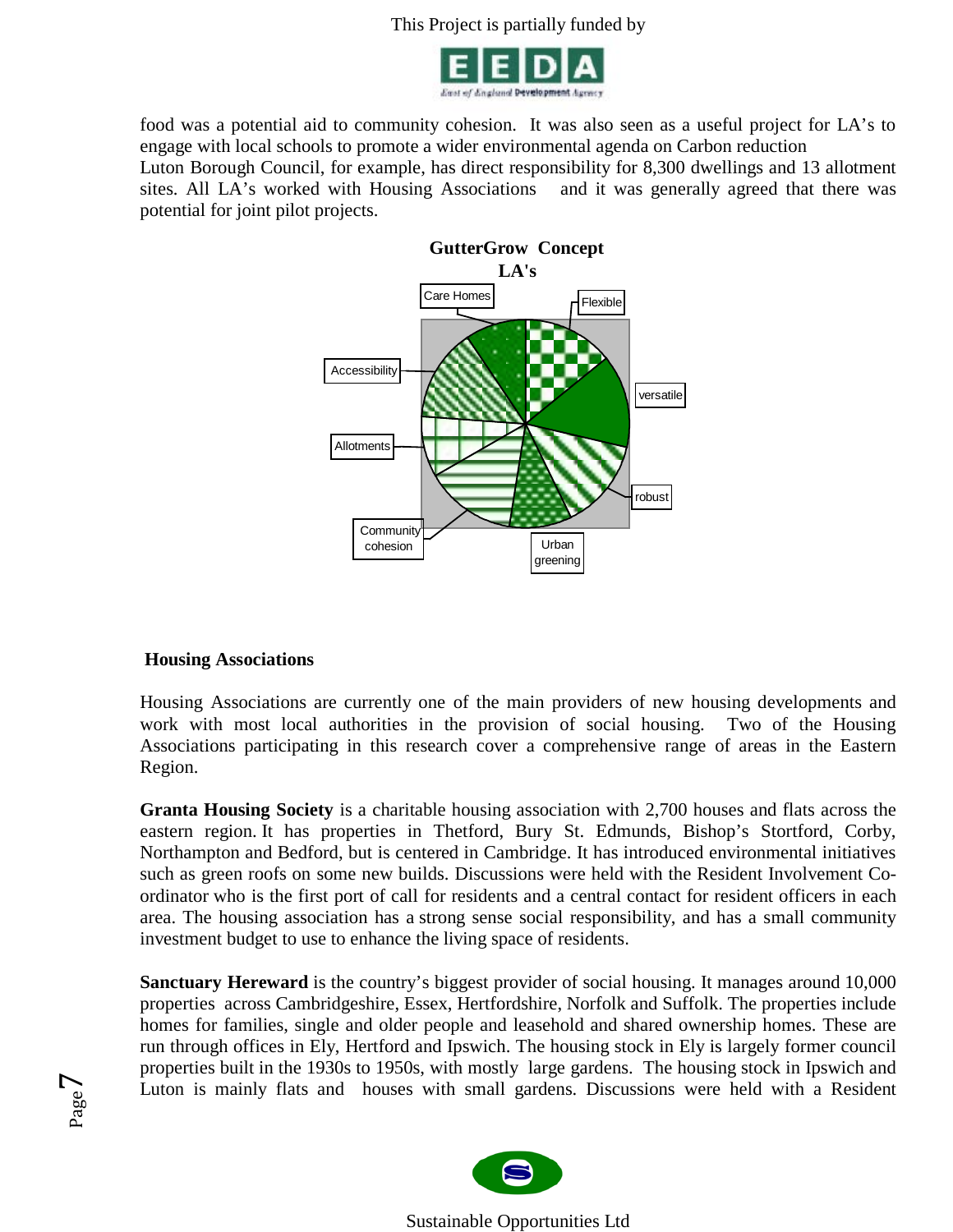food was a potential aid to community cohesion. It was also seen as a useful project for LA's to engage with local schools to promote a wider environmental agenda on Carbon reduction
Luton Borough Council, for example, has direct responsibility for 8,300 dwellings and 13 allotment sites. All LA's worked with Housing Associations and it was generally agreed that there was potential for joint pilot projects.

**GutterGrow Concept**
**LA's**

Care Homes, Flexible, versatile, robust, Urban greening, Community cohesion, Allotments, Accessibility

### Housing Associations

Housing Associations are currently one of the main providers of new housing developments and work with most local authorities in the provision of social housing. Two of the Housing Associations participating in this research cover a comprehensive range of areas in the Eastern Region.

**Granta Housing Society** is a charitable housing association with 2,700 houses and flats across the eastern region. It has properties in Thetford, Bury St. Edmunds, Bishop's Stortford, Corby, Northampton and Bedford, but is centered in Cambridge. It has introduced environmental initiatives such as green roofs on some new builds. Discussions were held with the Resident Involvement Co-ordinator who is the first port of call for residents and a central contact for resident officers in each area. The housing association has a strong sense social responsibility, and has a small community investment budget to use to enhance the living space of residents.

**Sanctuary Hereward** is the country's biggest provider of social housing. It manages around 10,000 properties across Cambridgeshire, Essex, Hertfordshire, Norfolk and Suffolk. The properties include homes for families, single and older people and leasehold and shared ownership homes. These are run through offices in Ely, Hertford and Ipswich. The housing stock in Ely is largely former council properties built in the 1930s to 1950s, with mostly large gardens. The housing stock in Ipswich and Luton is mainly flats and houses with small gardens. Discussions were held with a Resident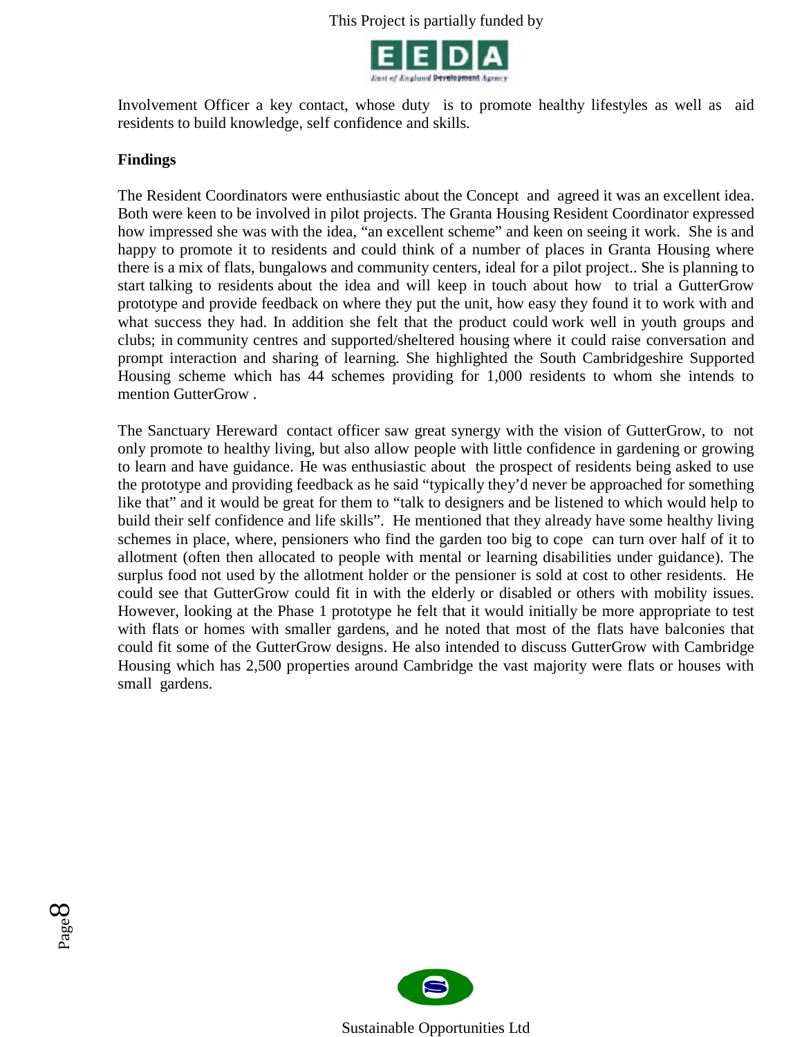Involvement Officer a key contact, whose duty is to promote healthy lifestyles as well as aid residents to build knowledge, self confidence and skills.

**Findings**

The Resident Coordinators were enthusiastic about the Concept and agreed it was an excellent idea. Both were keen to be involved in pilot projects. The Granta Housing Resident Coordinator expressed how impressed she was with the idea, "an excellent scheme" and keen on seeing it work. She is and happy to promote it to residents and could think of a number of places in Granta Housing where there is a mix of flats, bungalows and community centers, ideal for a pilot project.. She is planning to start talking to residents about the idea and will keep in touch about how to trial a GutterGrow prototype and provide feedback on where they put the unit, how easy they found it to work with and what success they had. In addition she felt that the product could work well in youth groups and clubs; in community centres and supported/sheltered housing where it could raise conversation and prompt interaction and sharing of learning. She highlighted the South Cambridgeshire Supported Housing scheme which has 44 schemes providing for 1,000 residents to whom she intends to mention GutterGrow .

The Sanctuary Hereward contact officer saw great synergy with the vision of GutterGrow, to not only promote to healthy living, but also allow people with little confidence in gardening or growing to learn and have guidance. He was enthusiastic about the prospect of residents being asked to use the prototype and providing feedback as he said "typically they'd never be approached for something like that" and it would be great for them to "talk to designers and be listened to which would help to build their self confidence and life skills". He mentioned that they already have some healthy living schemes in place, where, pensioners who find the garden too big to cope can turn over half of it to allotment (often then allocated to people with mental or learning disabilities under guidance). The surplus food not used by the allotment holder or the pensioner is sold at cost to other residents. He could see that GutterGrow could fit in with the elderly or disabled or others with mobility issues. However, looking at the Phase 1 prototype he felt that it would initially be more appropriate to test with flats or homes with smaller gardens, and he noted that most of the flats have balconies that could fit some of the GutterGrow designs. He also intended to discuss GutterGrow with Cambridge Housing which has 2,500 properties around Cambridge the vast majority were flats or houses with small gardens.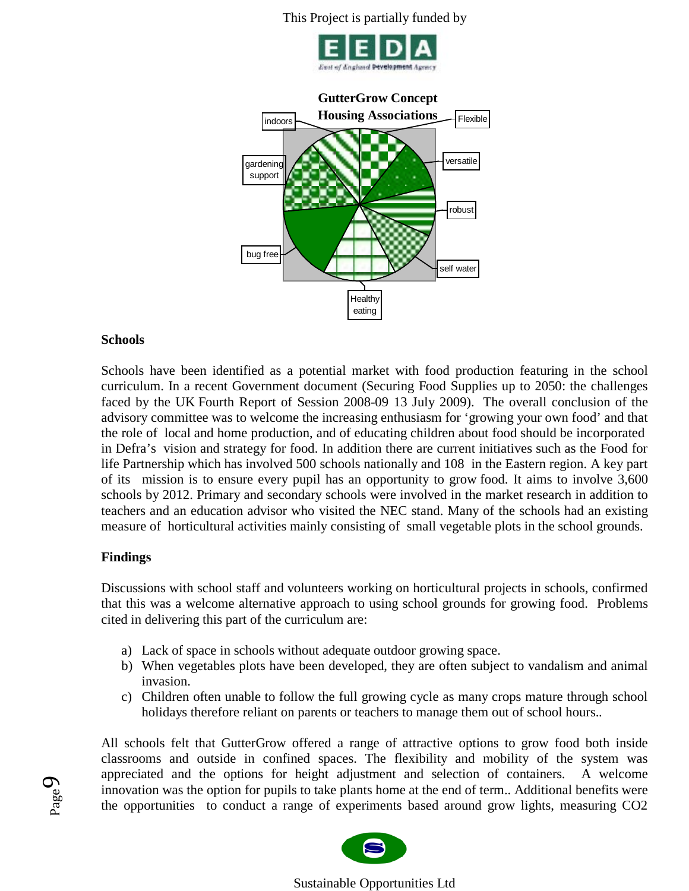This Project is partially funded by

**GutterGrow Concept**
**Housing Associations**

indoors, Flexible, gardening support, versatile, robust, bug free, self water, Healthy eating

### Schools

Schools have been identified as a potential market with food production featuring in the school curriculum. In a recent Government document (Securing Food Supplies up to 2050: the challenges faced by the UK Fourth Report of Session 2008-09 13 July 2009). The overall conclusion of the advisory committee was to welcome the increasing enthusiasm for 'growing your own food' and that the role of local and home production, and of educating children about food should be incorporated in Defra's vision and strategy for food. In addition there are current initiatives such as the Food for life Partnership which has involved 500 schools nationally and 108 in the Eastern region. A key part of its mission is to ensure every pupil has an opportunity to grow food. It aims to involve 3,600 schools by 2012. Primary and secondary schools were involved in the market research in addition to teachers and an education advisor who visited the NEC stand. Many of the schools had an existing measure of horticultural activities mainly consisting of small vegetable plots in the school grounds.

### Findings

Discussions with school staff and volunteers working on horticultural projects in schools, confirmed that this was a welcome alternative approach to using school grounds for growing food. Problems cited in delivering this part of the curriculum are:

a) Lack of space in schools without adequate outdoor growing space.
b) When vegetables plots have been developed, they are often subject to vandalism and animal invasion.
c) Children often unable to follow the full growing cycle as many crops mature through school holidays therefore reliant on parents or teachers to manage them out of school hours..

All schools felt that GutterGrow offered a range of attractive options to grow food both inside classrooms and outside in confined spaces. The flexibility and mobility of the system was appreciated and the options for height adjustment and selection of containers. A welcome innovation was the option for pupils to take plants home at the end of term.. Additional benefits were the opportunities to conduct a range of experiments based around grow lights, measuring $CO_2$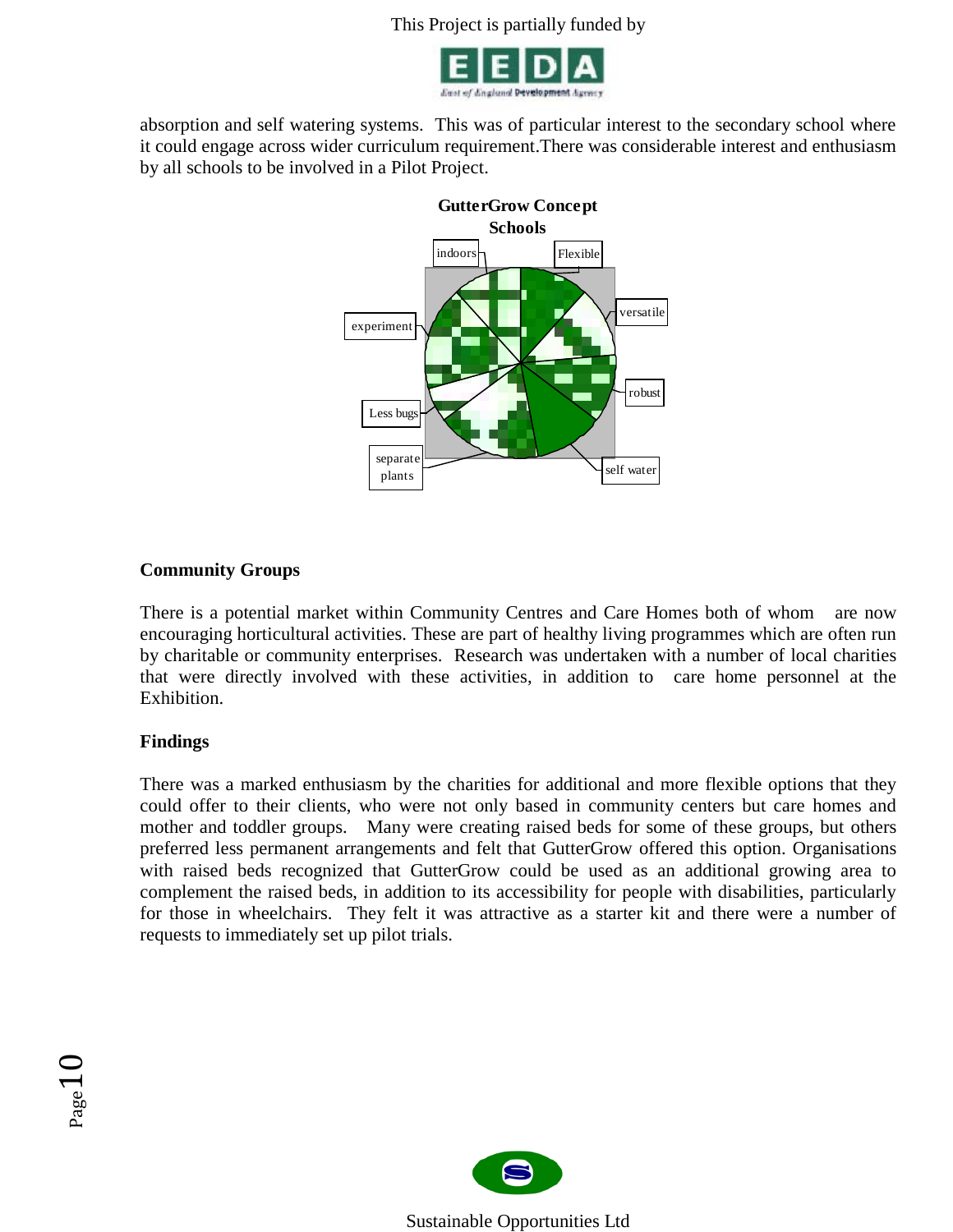absorption and self watering systems. This was of particular interest to the secondary school where it could engage across wider curriculum requirement.There was considerable interest and enthusiasm by all schools to be involved in a Pilot Project.

**GutterGrow Concept Schools**

indoors, Flexible, versatile, robust, self water, separate plants, Less bugs, experiment

### Community Groups

There is a potential market within Community Centres and Care Homes both of whom are now encouraging horticultural activities. These are part of healthy living programmes which are often run by charitable or community enterprises. Research was undertaken with a number of local charities that were directly involved with these activities, in addition to care home personnel at the Exhibition.

### Findings

There was a marked enthusiasm by the charities for additional and more flexible options that they could offer to their clients, who were not only based in community centers but care homes and mother and toddler groups. Many were creating raised beds for some of these groups, but others preferred less permanent arrangements and felt that GutterGrow offered this option. Organisations with raised beds recognized that GutterGrow could be used as an additional growing area to complement the raised beds, in addition to its accessibility for people with disabilities, particularly for those in wheelchairs. They felt it was attractive as a starter kit and there were a number of requests to immediately set up pilot trials.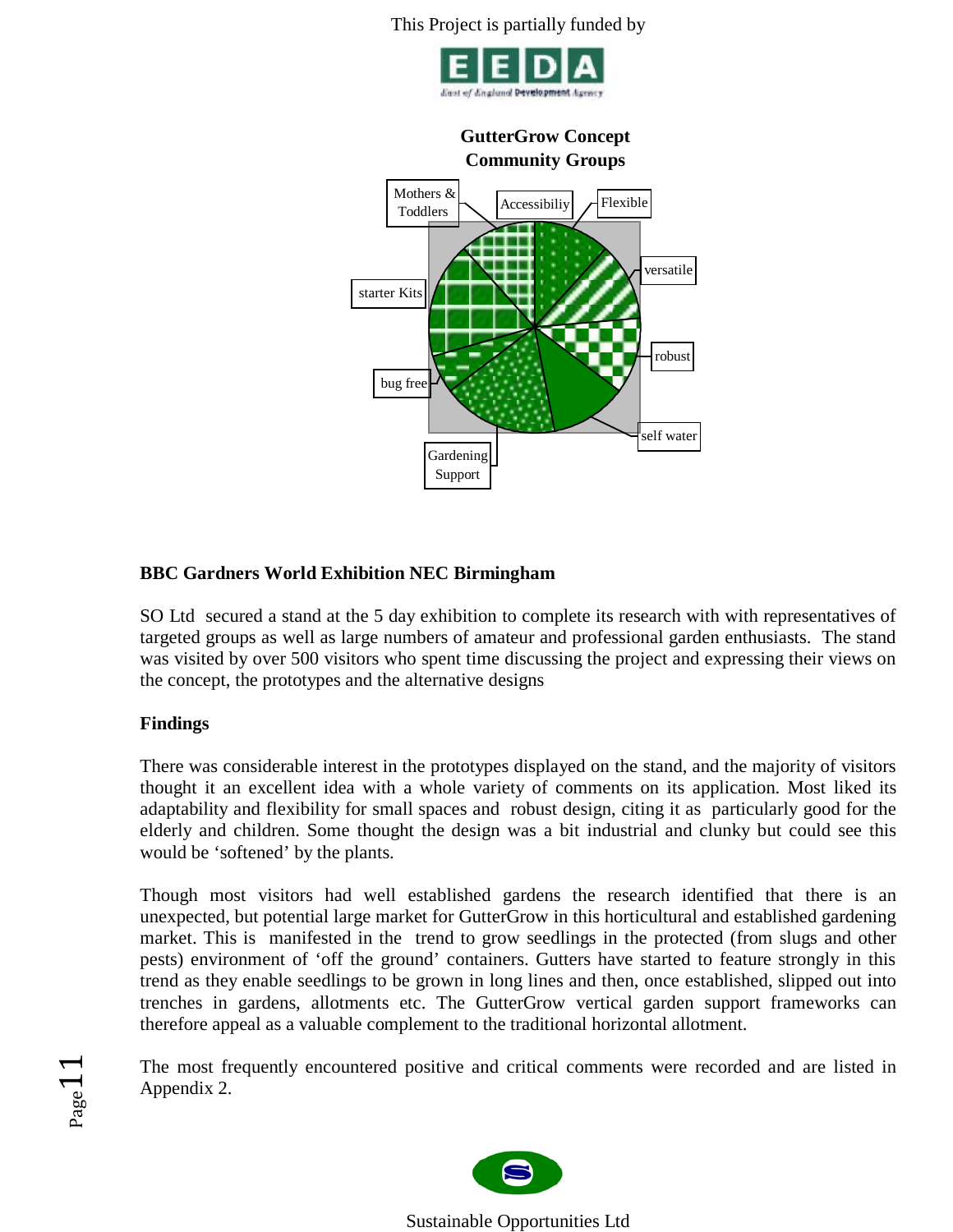This Project is partially funded by

EEDA

East of England Development Agency

**GutterGrow Concept**
**Community Groups**

Mothers & Toddlers

Accessibiliy

Flexible

versatile

robust

self water

Gardening Support

bug free

starter Kits

## BBC Gardners World Exhibition NEC Birmingham

SO Ltd secured a stand at the 5 day exhibition to complete its research with with representatives of targeted groups as well as large numbers of amateur and professional garden enthusiasts. The stand was visited by over 500 visitors who spent time discussing the project and expressing their views on the concept, the prototypes and the alternative designs

## Findings

There was considerable interest in the prototypes displayed on the stand, and the majority of visitors thought it an excellent idea with a whole variety of comments on its application. Most liked its adaptability and flexibility for small spaces and robust design, citing it as particularly good for the elderly and children. Some thought the design was a bit industrial and clunky but could see this would be 'softened' by the plants.

Though most visitors had well established gardens the research identified that there is an unexpected, but potential large market for GutterGrow in this horticultural and established gardening market. This is manifested in the trend to grow seedlings in the protected (from slugs and other pests) environment of 'off the ground' containers. Gutters have started to feature strongly in this trend as they enable seedlings to be grown in long lines and then, once established, slipped out into trenches in gardens, allotments etc. The GutterGrow vertical garden support frameworks can therefore appeal as a valuable complement to the traditional horizontal allotment.

The most frequently encountered positive and critical comments were recorded and are listed in Appendix 2.

Sustainable Opportunities Ltd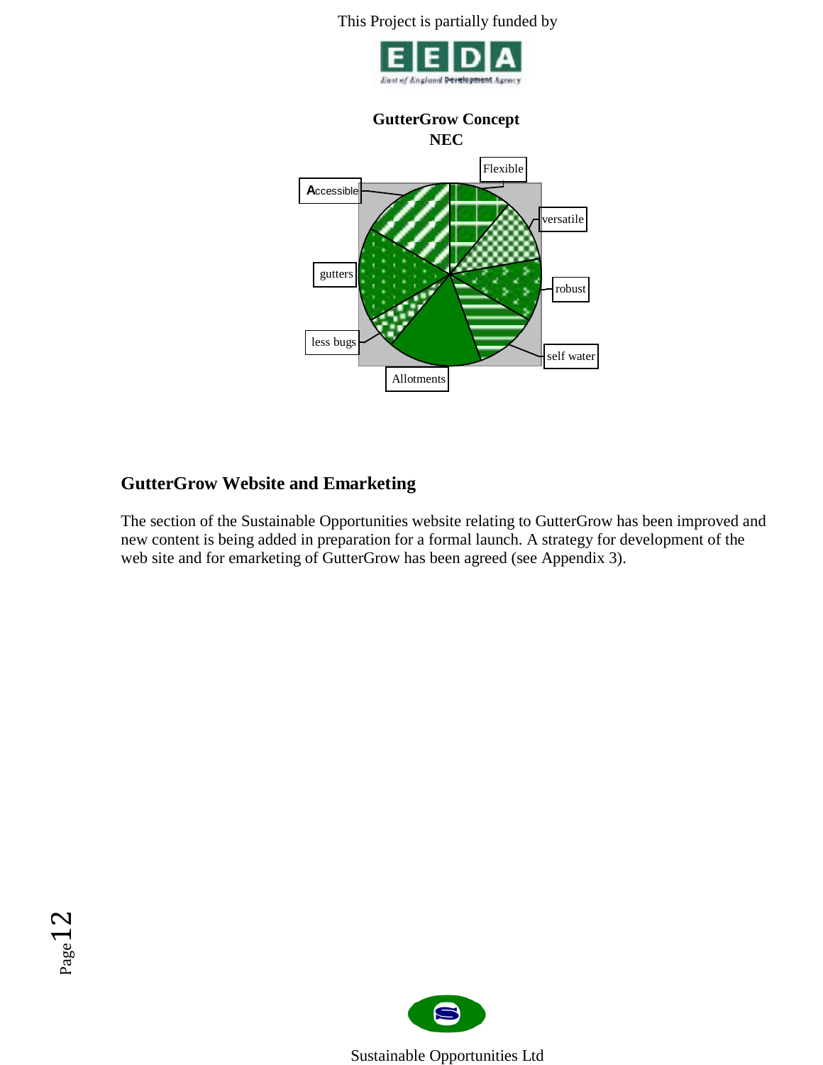This Project is partially funded by

EEDA
East of England Development Agency

**GutterGrow Concept**
**NEC**

Flexible

versatile

robust

self water

Allotments

less bugs

gutters

Accessible

## GutterGrow Website and Emarketing

The section of the Sustainable Opportunities website relating to GutterGrow has been improved and new content is being added in preparation for a formal launch. A strategy for development of the web site and for emarketing of GutterGrow has been agreed (see Appendix 3).

Sustainable Opportunities Ltd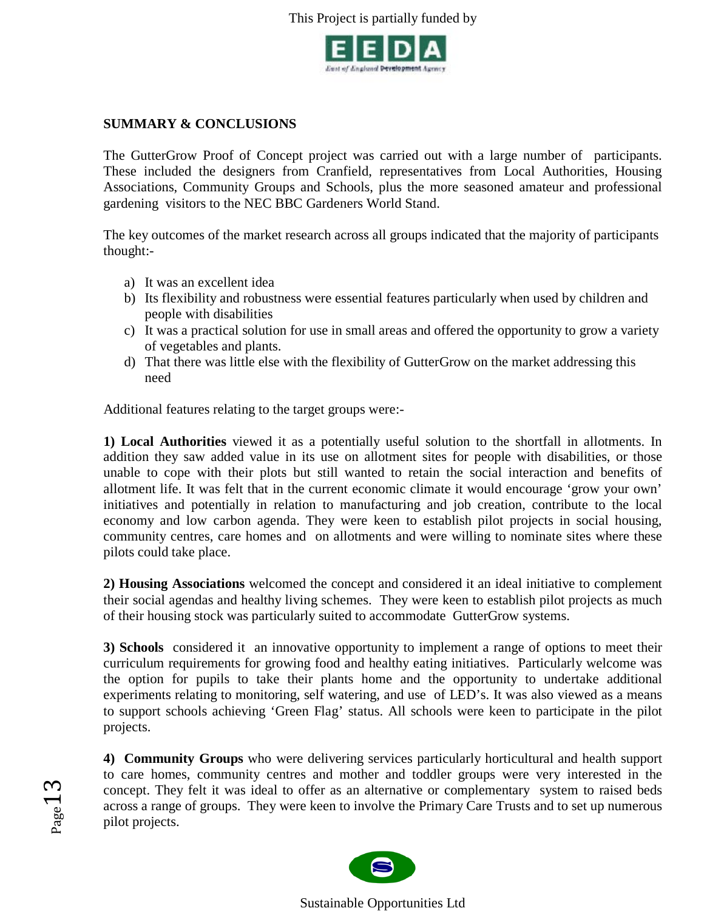## SUMMARY & CONCLUSIONS

The GutterGrow Proof of Concept project was carried out with a large number of participants. These included the designers from Cranfield, representatives from Local Authorities, Housing Associations, Community Groups and Schools, plus the more seasoned amateur and professional gardening visitors to the NEC BBC Gardeners World Stand.

The key outcomes of the market research across all groups indicated that the majority of participants thought:-

a) It was an excellent idea
b) Its flexibility and robustness were essential features particularly when used by children and people with disabilities
c) It was a practical solution for use in small areas and offered the opportunity to grow a variety of vegetables and plants.
d) That there was little else with the flexibility of GutterGrow on the market addressing this need

Additional features relating to the target groups were:-

**1) Local Authorities** viewed it as a potentially useful solution to the shortfall in allotments. In addition they saw added value in its use on allotment sites for people with disabilities, or those unable to cope with their plots but still wanted to retain the social interaction and benefits of allotment life. It was felt that in the current economic climate it would encourage 'grow your own' initiatives and potentially in relation to manufacturing and job creation, contribute to the local economy and low carbon agenda. They were keen to establish pilot projects in social housing, community centres, care homes and on allotments and were willing to nominate sites where these pilots could take place.

**2) Housing Associations** welcomed the concept and considered it an ideal initiative to complement their social agendas and healthy living schemes. They were keen to establish pilot projects as much of their housing stock was particularly suited to accommodate GutterGrow systems.

**3) Schools** considered it an innovative opportunity to implement a range of options to meet their curriculum requirements for growing food and healthy eating initiatives. Particularly welcome was the option for pupils to take their plants home and the opportunity to undertake additional experiments relating to monitoring, self watering, and use of LED's. It was also viewed as a means to support schools achieving 'Green Flag' status. All schools were keen to participate in the pilot projects.

**4) Community Groups** who were delivering services particularly horticultural and health support to care homes, community centres and mother and toddler groups were very interested in the concept. They felt it was ideal to offer as an alternative or complementary system to raised beds across a range of groups. They were keen to involve the Primary Care Trusts and to set up numerous pilot projects.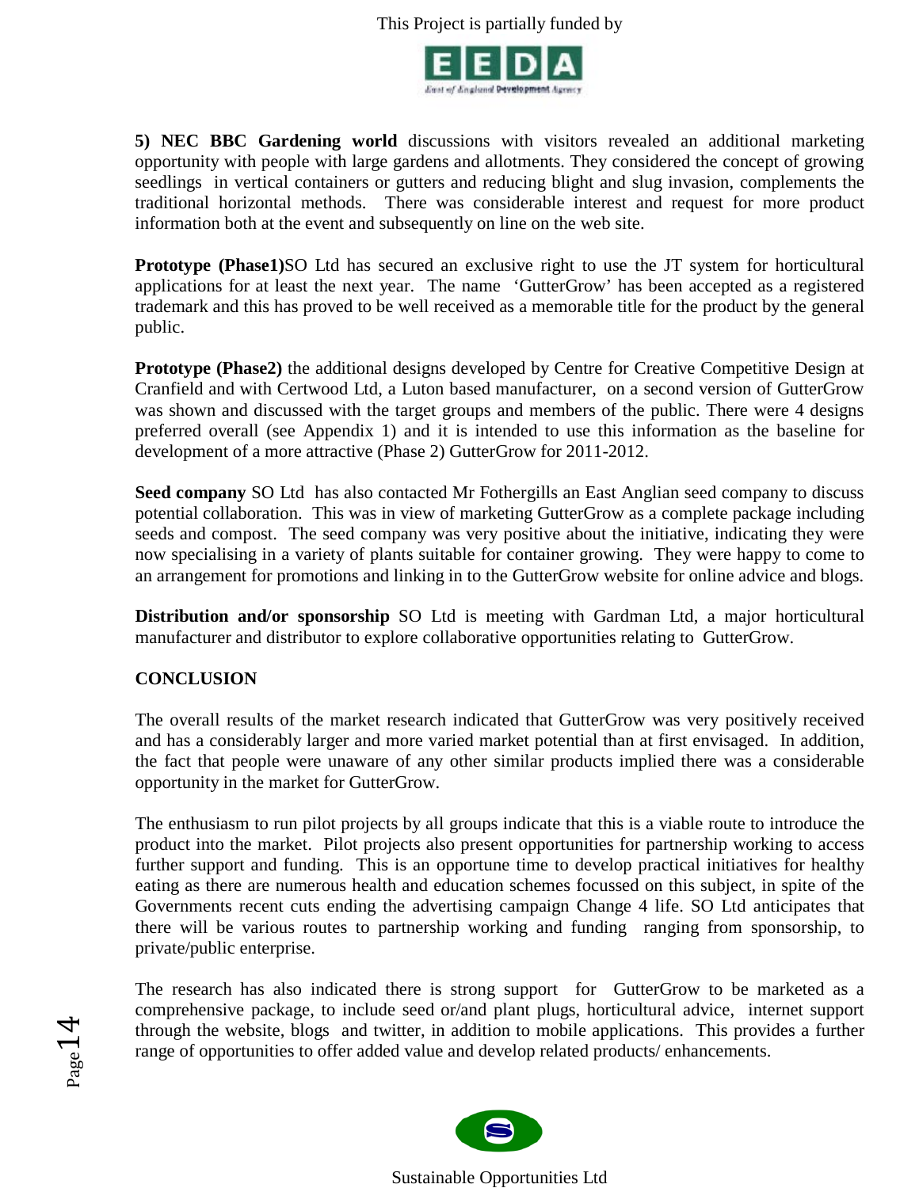**5) NEC BBC Gardening world** discussions with visitors revealed an additional marketing opportunity with people with large gardens and allotments. They considered the concept of growing seedlings in vertical containers or gutters and reducing blight and slug invasion, complements the traditional horizontal methods. There was considerable interest and request for more product information both at the event and subsequently on line on the web site.

**Prototype (Phase1)**SO Ltd has secured an exclusive right to use the JT system for horticultural applications for at least the next year. The name 'GutterGrow' has been accepted as a registered trademark and this has proved to be well received as a memorable title for the product by the general public.

**Prototype (Phase2)** the additional designs developed by Centre for Creative Competitive Design at Cranfield and with Certwood Ltd, a Luton based manufacturer, on a second version of GutterGrow was shown and discussed with the target groups and members of the public. There were 4 designs preferred overall (see Appendix 1) and it is intended to use this information as the baseline for development of a more attractive (Phase 2) GutterGrow for 2011-2012.

**Seed company** SO Ltd has also contacted Mr Fothergills an East Anglian seed company to discuss potential collaboration. This was in view of marketing GutterGrow as a complete package including seeds and compost. The seed company was very positive about the initiative, indicating they were now specialising in a variety of plants suitable for container growing. They were happy to come to an arrangement for promotions and linking in to the GutterGrow website for online advice and blogs.

**Distribution and/or sponsorship** SO Ltd is meeting with Gardman Ltd, a major horticultural manufacturer and distributor to explore collaborative opportunities relating to GutterGrow.

## CONCLUSION

The overall results of the market research indicated that GutterGrow was very positively received and has a considerably larger and more varied market potential than at first envisaged. In addition, the fact that people were unaware of any other similar products implied there was a considerable opportunity in the market for GutterGrow.

The enthusiasm to run pilot projects by all groups indicate that this is a viable route to introduce the product into the market. Pilot projects also present opportunities for partnership working to access further support and funding. This is an opportune time to develop practical initiatives for healthy eating as there are numerous health and education schemes focussed on this subject, in spite of the Governments recent cuts ending the advertising campaign Change 4 life. SO Ltd anticipates that there will be various routes to partnership working and funding ranging from sponsorship, to private/public enterprise.

The research has also indicated there is strong support for GutterGrow to be marketed as a comprehensive package, to include seed or/and plant plugs, horticultural advice, internet support through the website, blogs and twitter, in addition to mobile applications. This provides a further range of opportunities to offer added value and develop related products/ enhancements.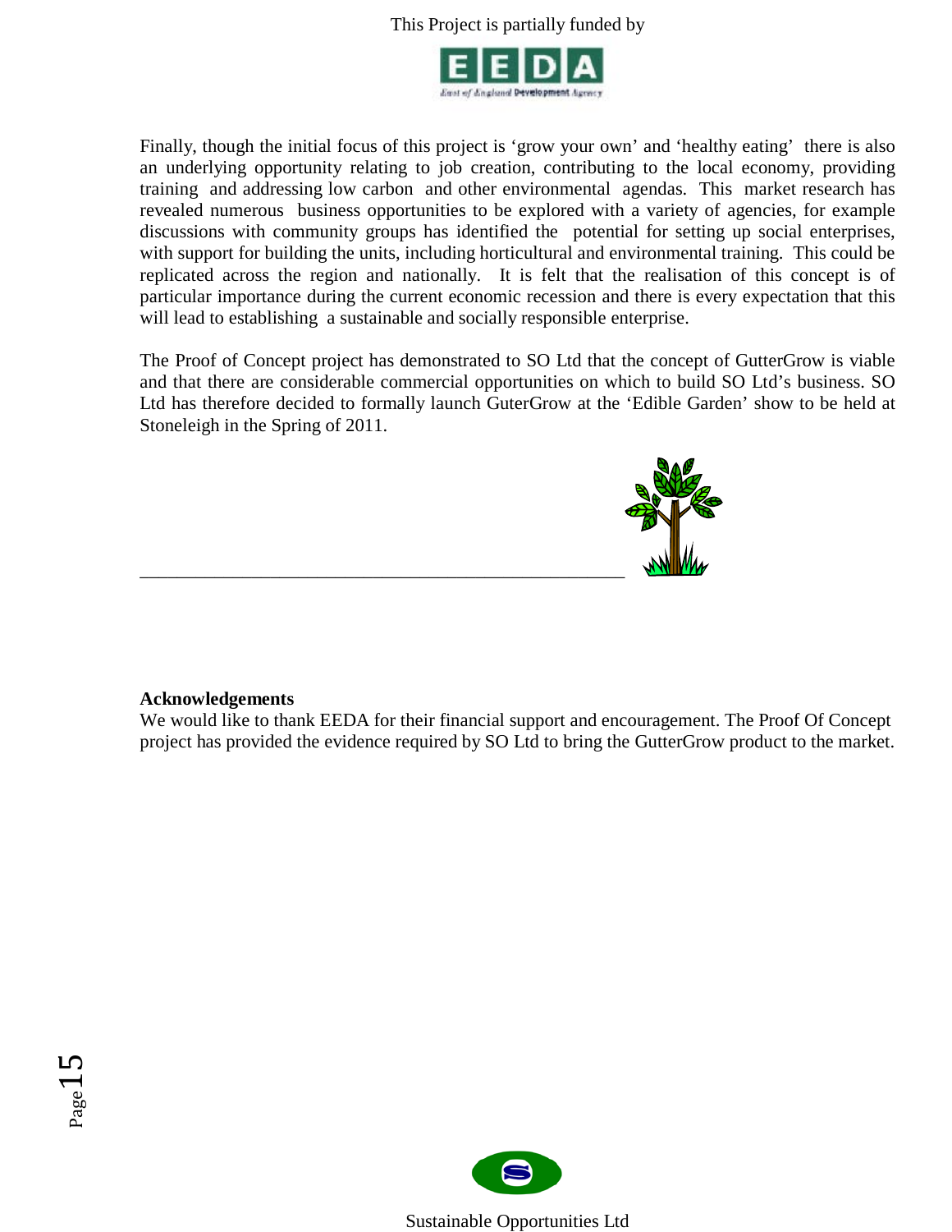Finally, though the initial focus of this project is 'grow your own' and 'healthy eating' there is also an underlying opportunity relating to job creation, contributing to the local economy, providing training and addressing low carbon and other environmental agendas. This market research has revealed numerous business opportunities to be explored with a variety of agencies, for example discussions with community groups has identified the potential for setting up social enterprises, with support for building the units, including horticultural and environmental training. This could be replicated across the region and nationally. It is felt that the realisation of this concept is of particular importance during the current economic recession and there is every expectation that this will lead to establishing a sustainable and socially responsible enterprise.

The Proof of Concept project has demonstrated to SO Ltd that the concept of GutterGrow is viable and that there are considerable commercial opportunities on which to build SO Ltd's business. SO Ltd has therefore decided to formally launch GuterGrow at the 'Edible Garden' show to be held at Stoneleigh in the Spring of 2011.

---

**Acknowledgements**

We would like to thank EEDA for their financial support and encouragement. The Proof Of Concept project has provided the evidence required by SO Ltd to bring the GutterGrow product to the market.